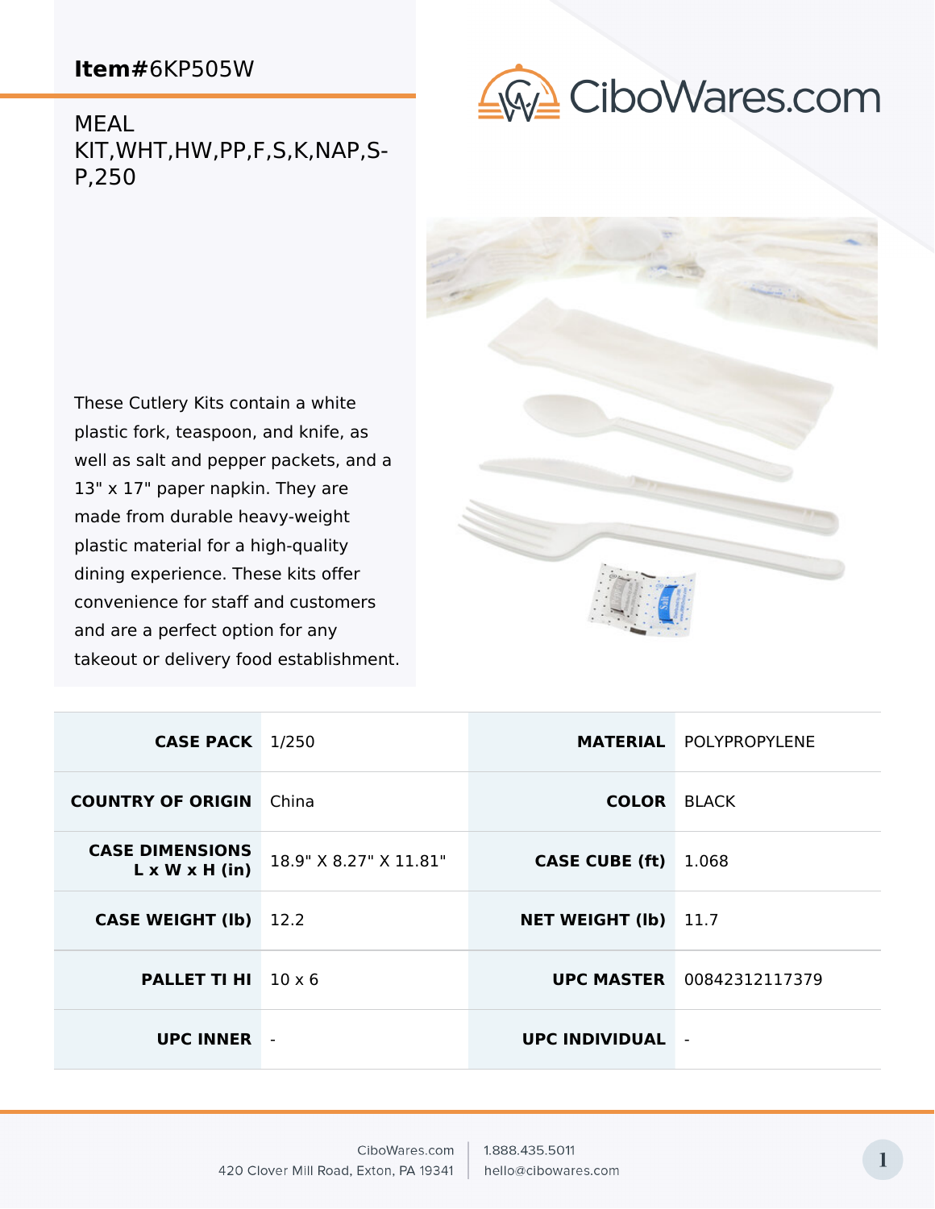**Item#**6KP505W

MEAL KIT,WHT,HW,PP,F,S,K,NAP,S-P,250

These Cutlery Kits contain a white plastic fork, teaspoon, and knife, as well as salt and pepper packets, and a 13" x 17" paper napkin. They are made from durable heavy-weight plastic material for a high-quality dining experience. These kits offer convenience for staff and customers and are a perfect option for any takeout or delivery food establishment.

| | | | |
|---|---|---|---|
| **CASE PACK** | 1/250 | **MATERIAL** | POLYPROPYLENE |
| **COUNTRY OF ORIGIN** | China | **COLOR** | BLACK |
| **CASE DIMENSIONS L x W x H (in)** | 18.9" X 8.27" X 11.81" | **CASE CUBE (ft)** | 1.068 |
| **CASE WEIGHT (lb)** | 12.2 | **NET WEIGHT (lb)** | 11.7 |
| **PALLET TI HI** | 10 x 6 | **UPC MASTER** | 00842312117379 |
| **UPC INNER** | - | **UPC INDIVIDUAL** | - |

CiboWares.com
420 Clover Mill Road, Exton, PA 19341

1.888.435.5011
hello@cibowares.com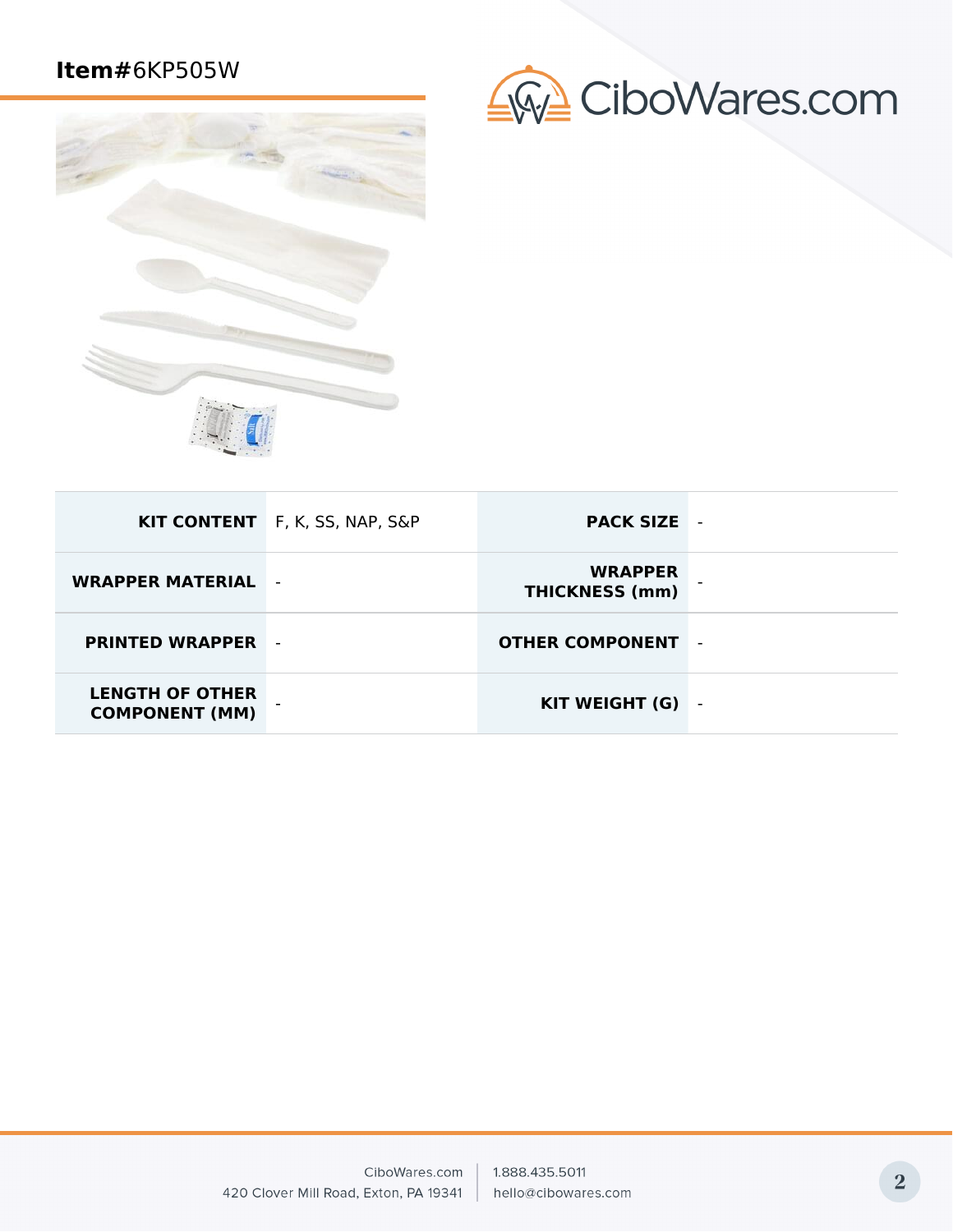**Item#**6KP505W

| KIT CONTENT | F, K, SS, NAP, S&P | PACK SIZE | - |
|---|---|---|---|
| WRAPPER MATERIAL | - | WRAPPER THICKNESS (mm) | - |
| PRINTED WRAPPER | - | OTHER COMPONENT | - |
| LENGTH OF OTHER COMPONENT (MM) | - | KIT WEIGHT (G) | - |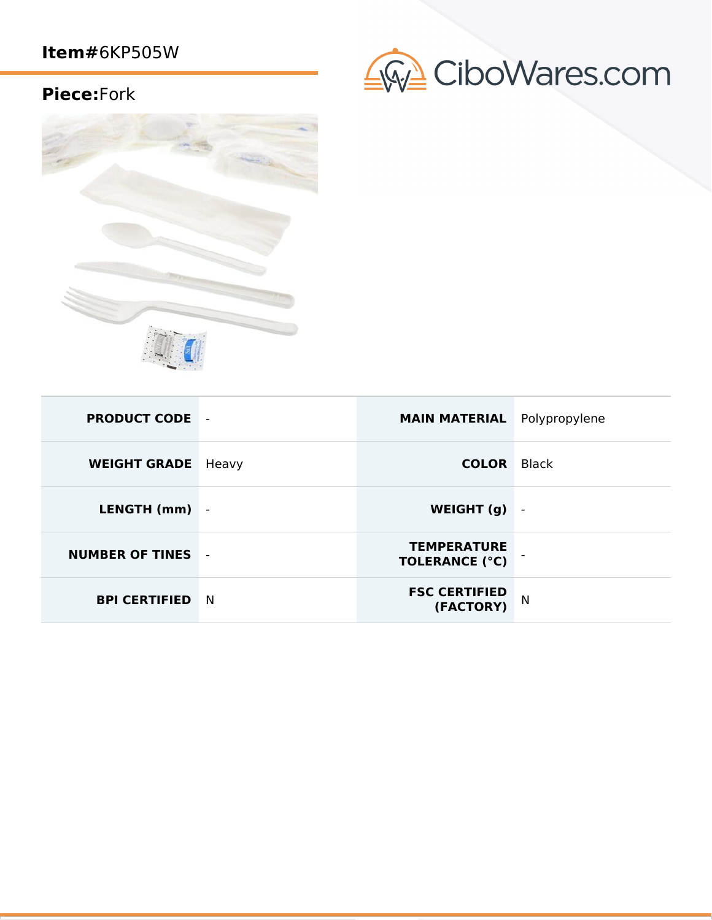**Item#**6KP505W

**Piece:**Fork

| PRODUCT CODE | - | MAIN MATERIAL | Polypropylene |
|---|---|---|---|
| WEIGHT GRADE | Heavy | COLOR | Black |
| LENGTH (mm) | - | WEIGHT (g) | - |
| NUMBER OF TINES | - | TEMPERATURE TOLERANCE (°C) | - |
| BPI CERTIFIED | N | FSC CERTIFIED (FACTORY) | N |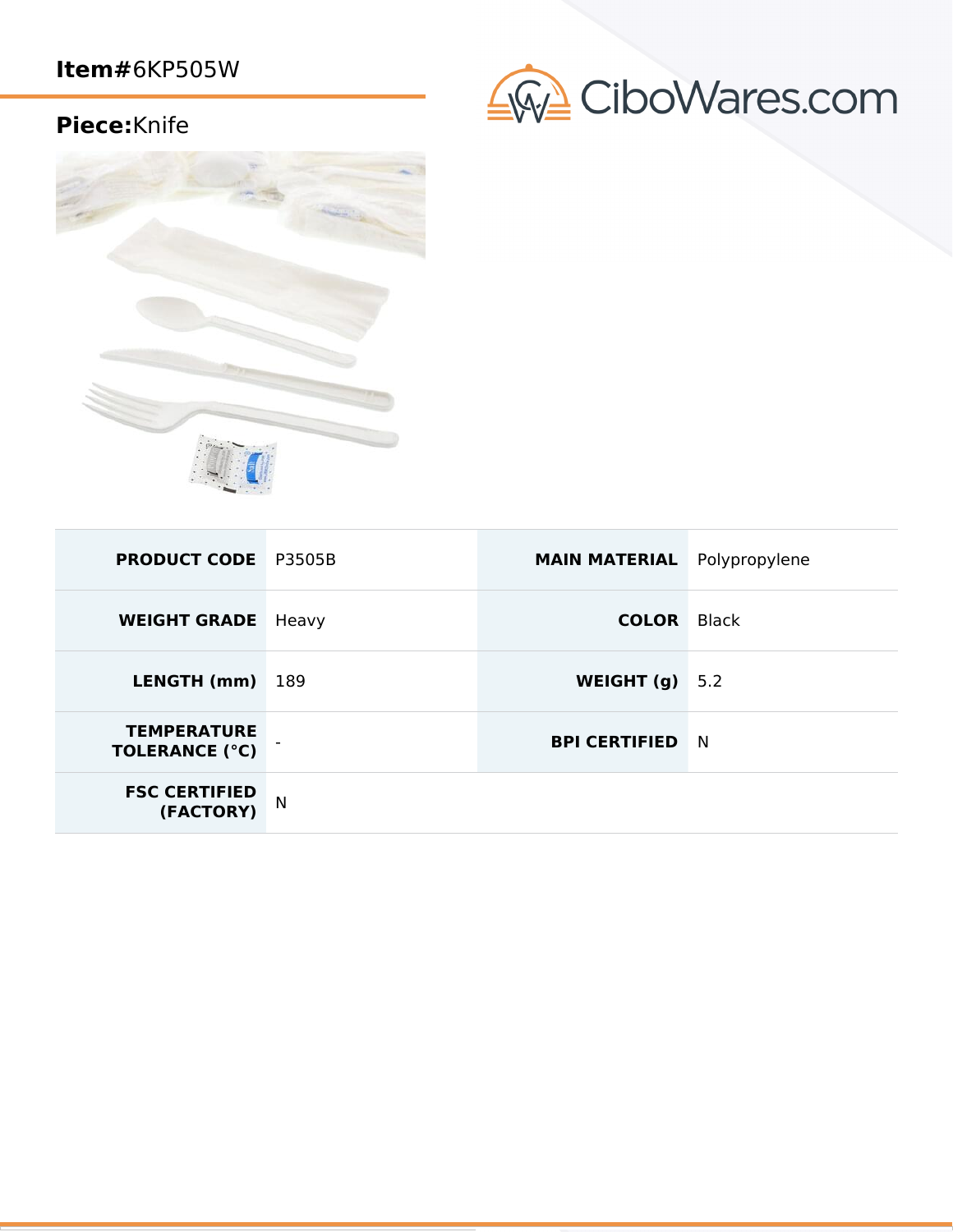**Item#**6KP505W

**Piece:**Knife

| PRODUCT CODE | P3505B | MAIN MATERIAL | Polypropylene |
|---|---|---|---|
| WEIGHT GRADE | Heavy | COLOR | Black |
| LENGTH (mm) | 189 | WEIGHT (g) | 5.2 |
| TEMPERATURE TOLERANCE (°C) | - | BPI CERTIFIED | N |
| FSC CERTIFIED (FACTORY) | N | | |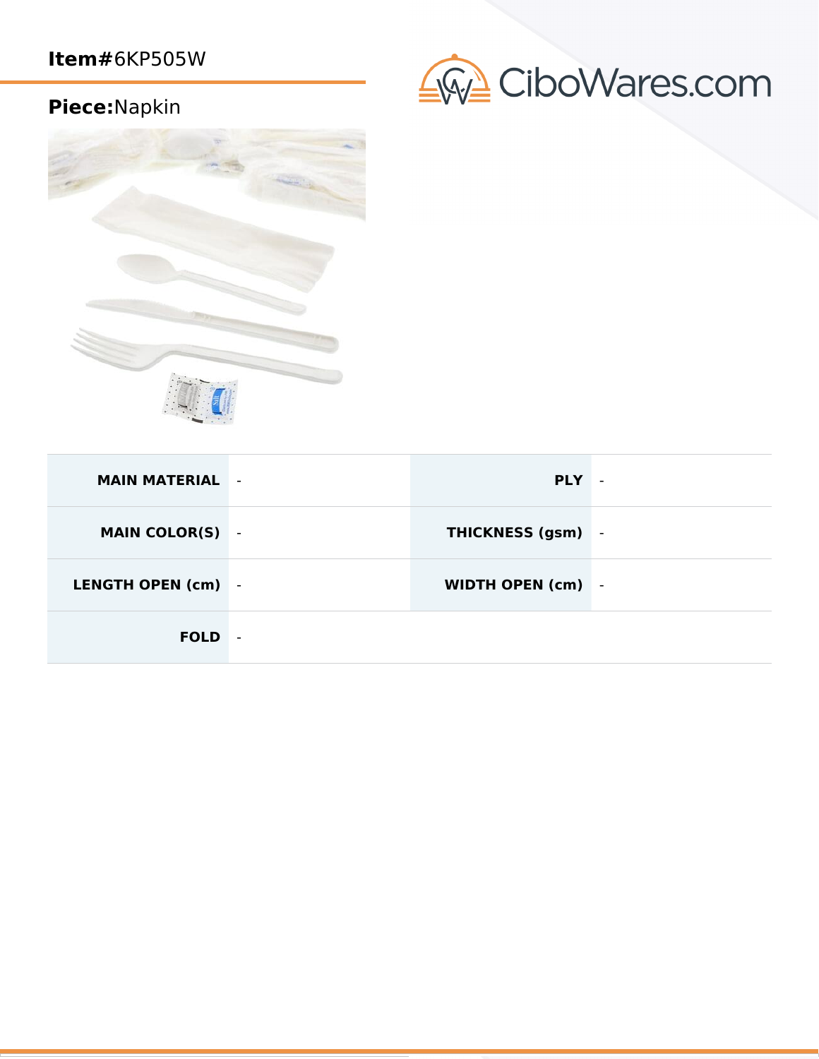**Item#**6KP505W

**Piece:**Napkin

| | | | |
|---|---|---|---|
| **MAIN MATERIAL** | - | **PLY** | - |
| **MAIN COLOR(S)** | - | **THICKNESS (gsm)** | - |
| **LENGTH OPEN (cm)** | - | **WIDTH OPEN (cm)** | - |
| **FOLD** | - | | |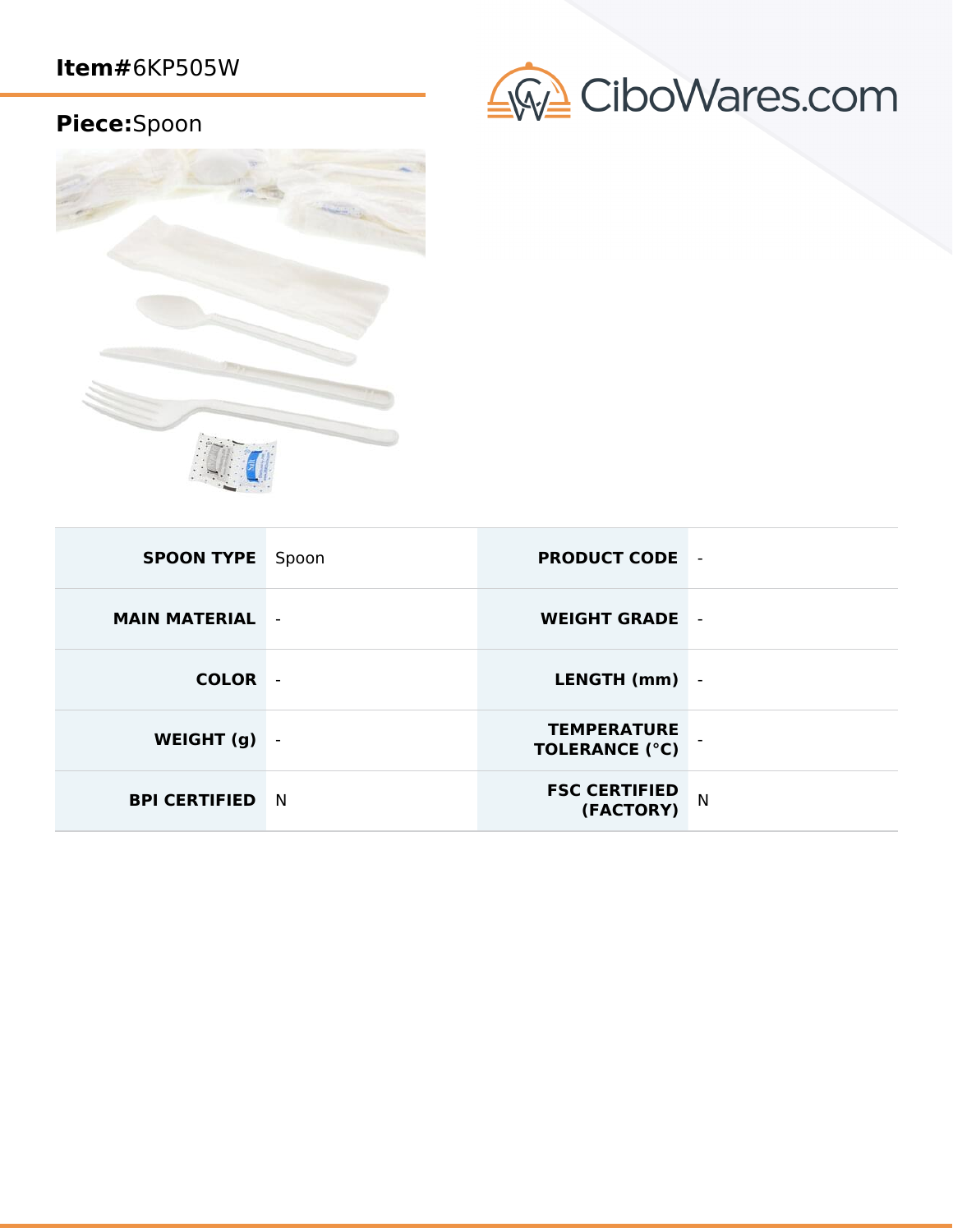**Item#**6KP505W

**Piece:**Spoon

| | | | |
|---|---|---|---|
| **SPOON TYPE** | Spoon | **PRODUCT CODE** | - |
| **MAIN MATERIAL** | - | **WEIGHT GRADE** | - |
| **COLOR** | - | **LENGTH (mm)** | - |
| **WEIGHT (g)** | - | **TEMPERATURE TOLERANCE (°C)** | - |
| **BPI CERTIFIED** | N | **FSC CERTIFIED (FACTORY)** | N |